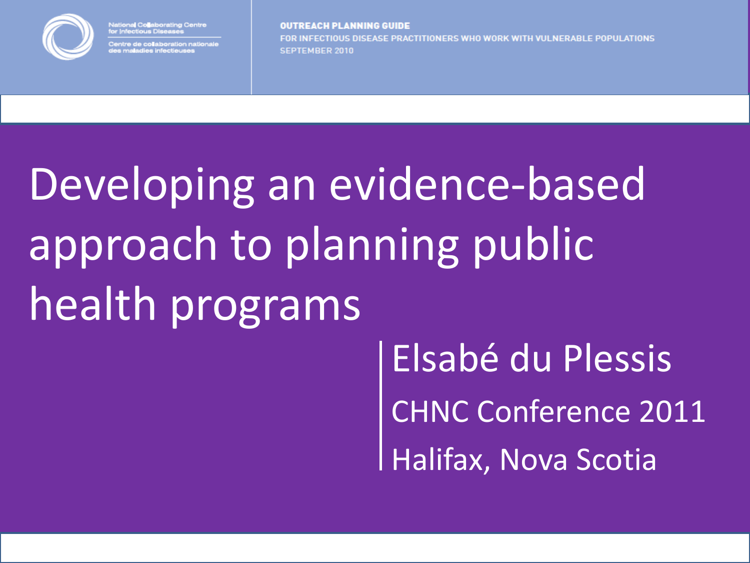National Collaborating Centre for Infectious Diseases

Centre de collaboration nationale des maladies infectieuses

**OUTREACH PLANNING GUIDE**

FOR INFECTIOUS DISEASE PRACTITIONERS WHO WORK WITH VULNERABLE POPULATIONS

SEPTEMBER 2010

# Developing an evidence-based approach to planning public health programs

Elsabé du Plessis

CHNC Conference 2011

Halifax, Nova Scotia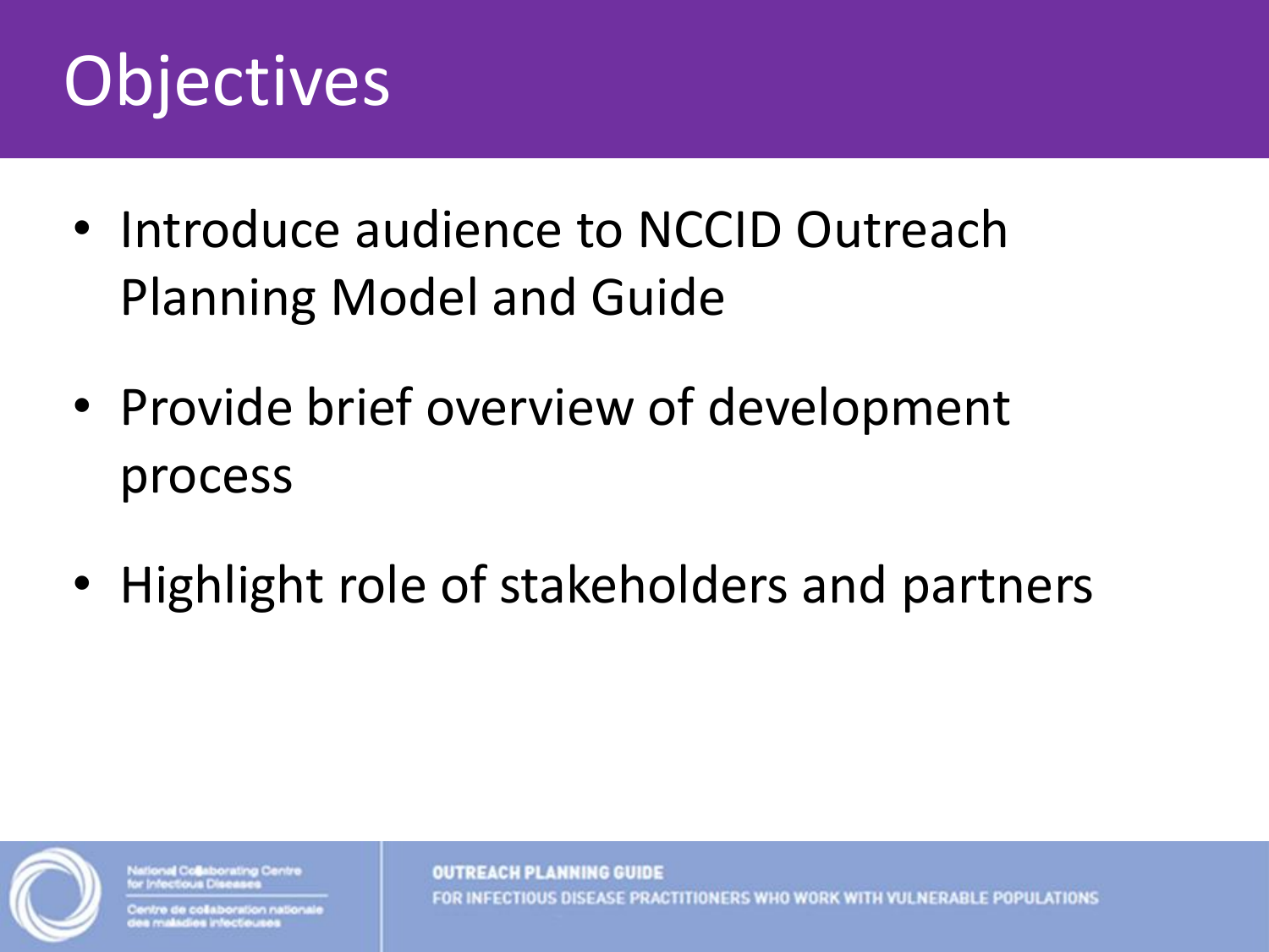# Objectives

- Introduce audience to NCCID Outreach Planning Model and Guide
- Provide brief overview of development process
- Highlight role of stakeholders and partners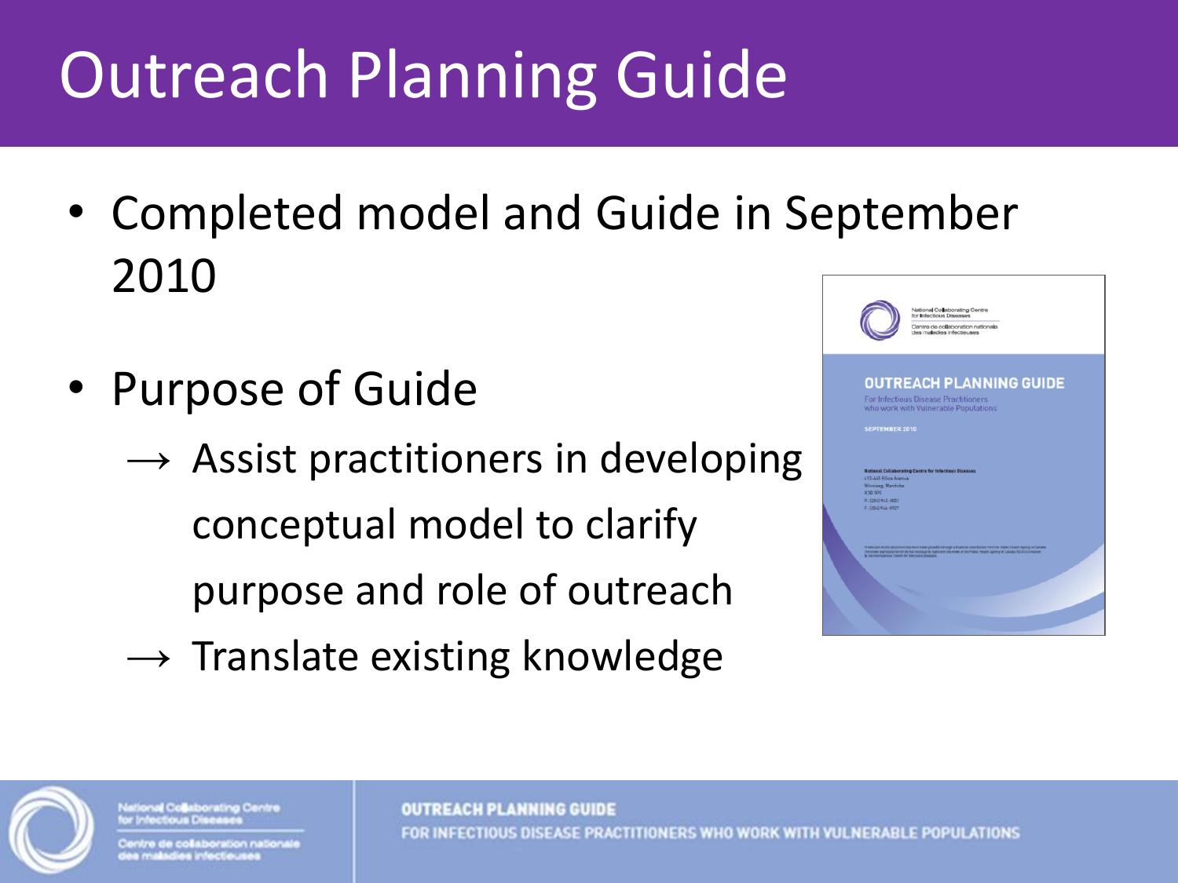# Outreach Planning Guide

- Completed model and Guide in September 2010
- Purpose of Guide
  - → Assist practitioners in developing conceptual model to clarify purpose and role of outreach
  - → Translate existing knowledge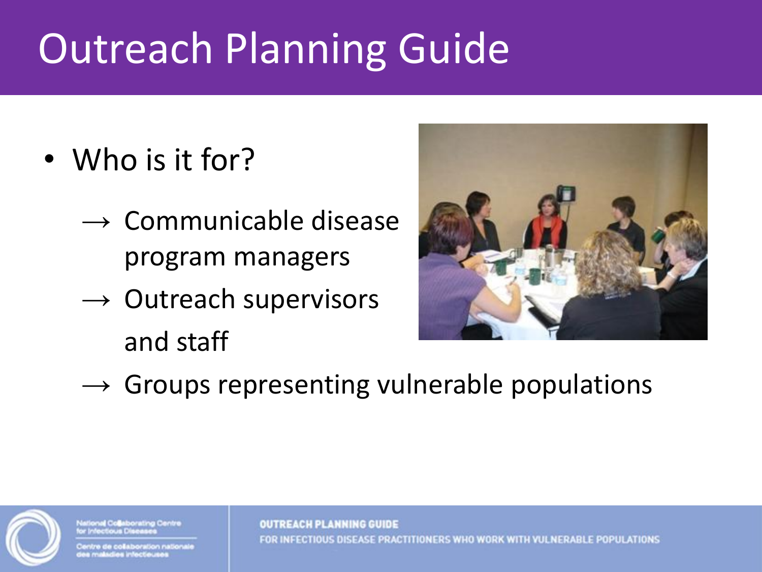# Outreach Planning Guide

- Who is it for?
  - → Communicable disease program managers
  - → Outreach supervisors and staff
  - → Groups representing vulnerable populations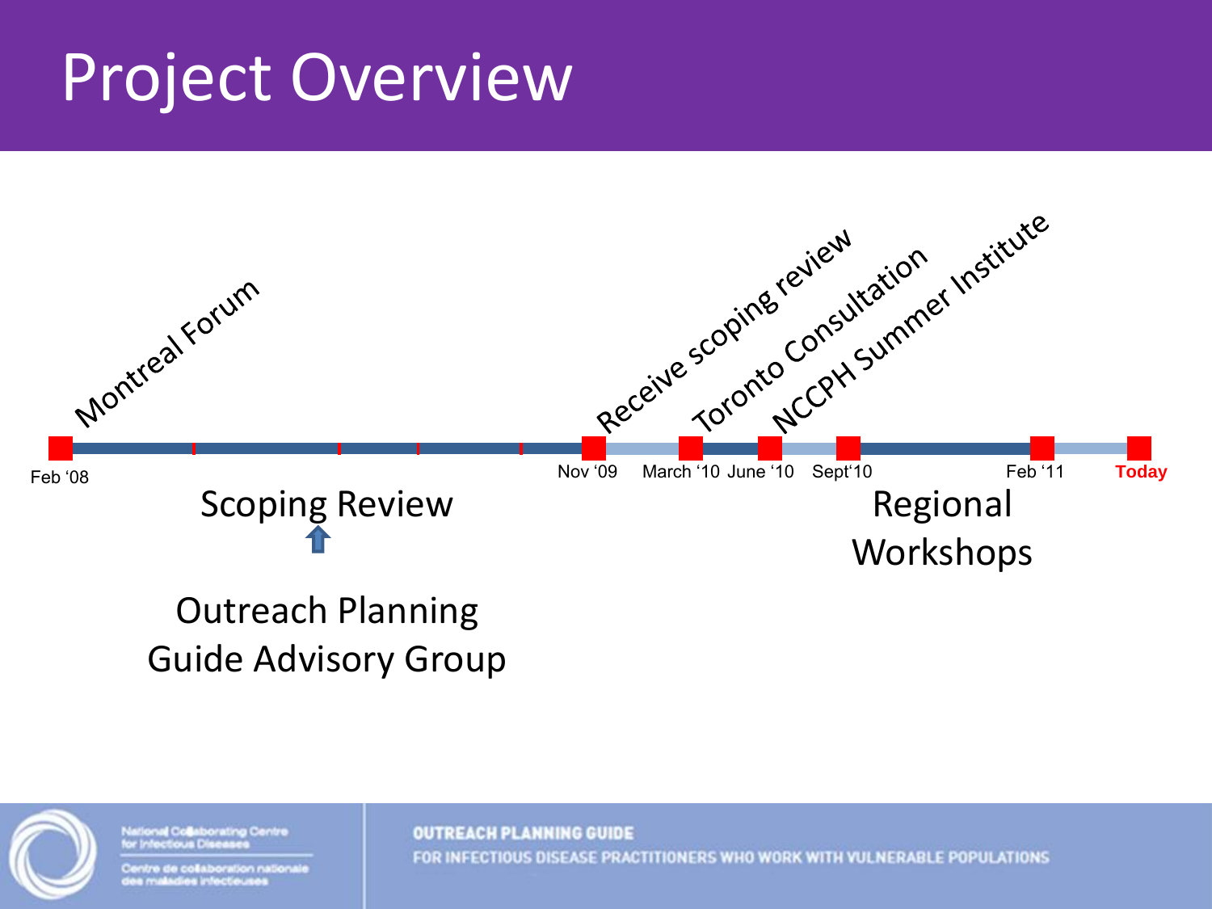# Project Overview

Montreal Forum

Receive scoping review

Toronto Consultation

NCCPH Summer Institute

Feb '08

Nov '09

March '10

June '10

Sept'10

Feb '11

**Today**

Scoping Review

Outreach Planning Guide Advisory Group

Regional Workshops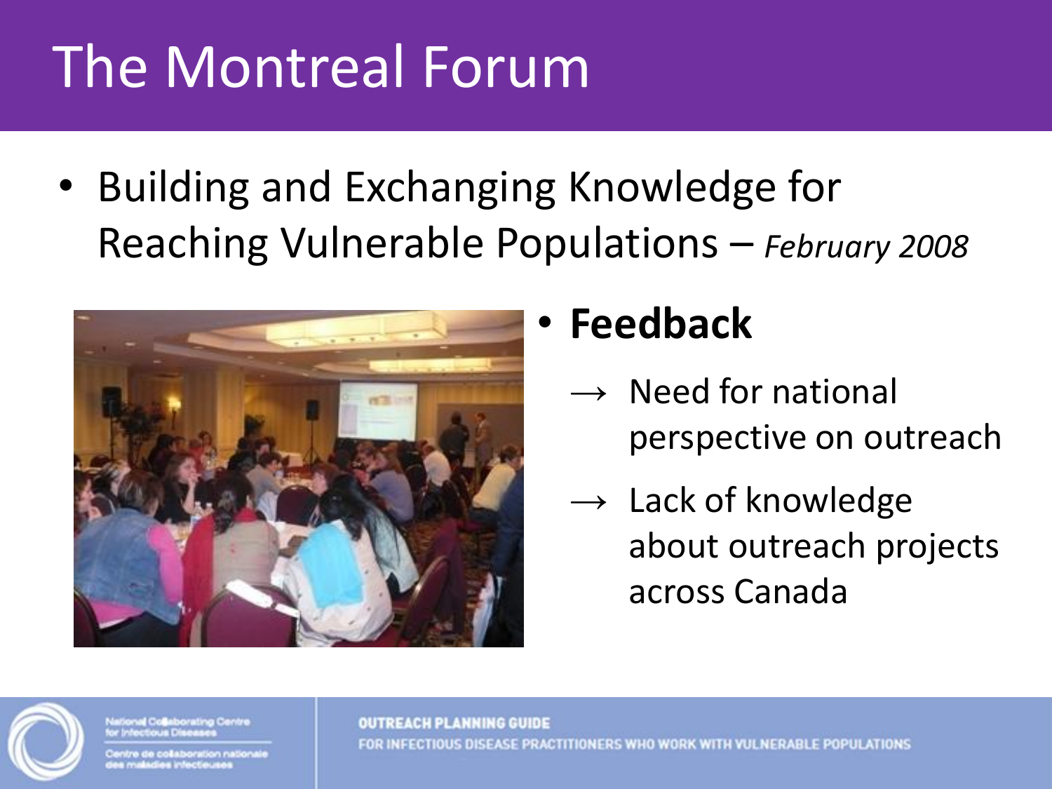# The Montreal Forum

- Building and Exchanging Knowledge for Reaching Vulnerable Populations – *February 2008*

- **Feedback**
  - → Need for national perspective on outreach
  - → Lack of knowledge about outreach projects across Canada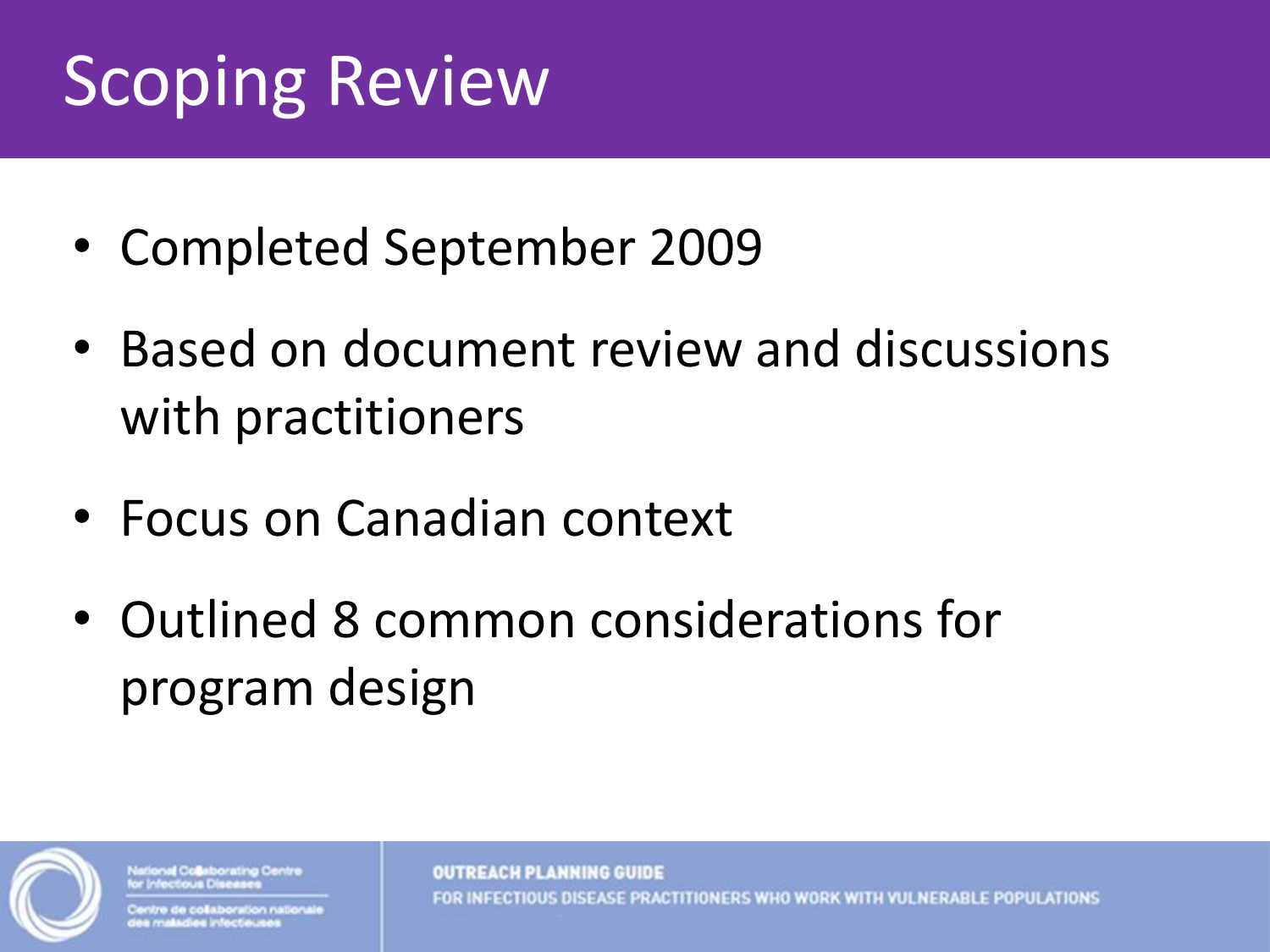# Scoping Review

- Completed September 2009
- Based on document review and discussions with practitioners
- Focus on Canadian context
- Outlined 8 common considerations for program design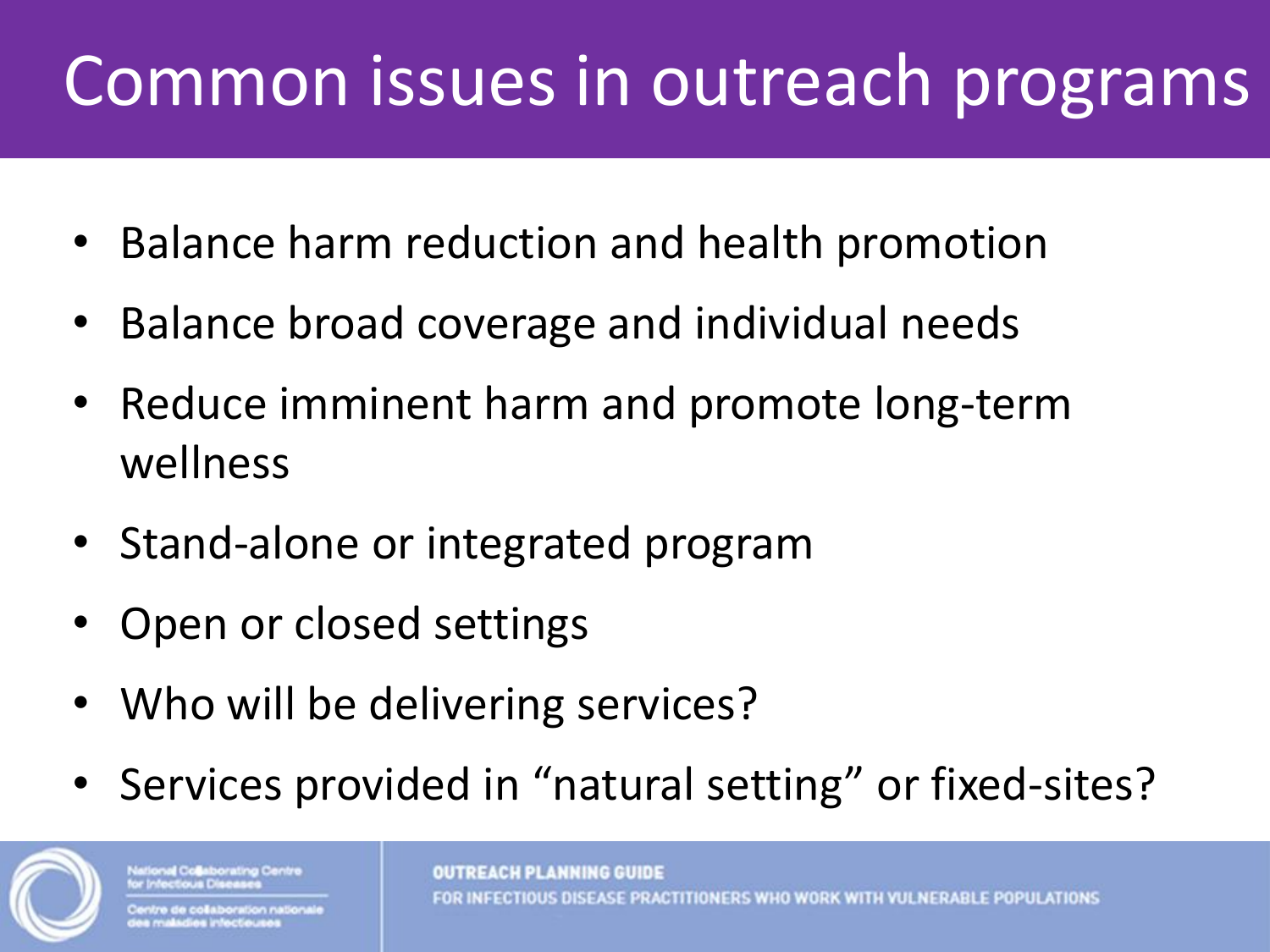# Common issues in outreach programs

- Balance harm reduction and health promotion
- Balance broad coverage and individual needs
- Reduce imminent harm and promote long-term wellness
- Stand-alone or integrated program
- Open or closed settings
- Who will be delivering services?
- Services provided in "natural setting" or fixed-sites?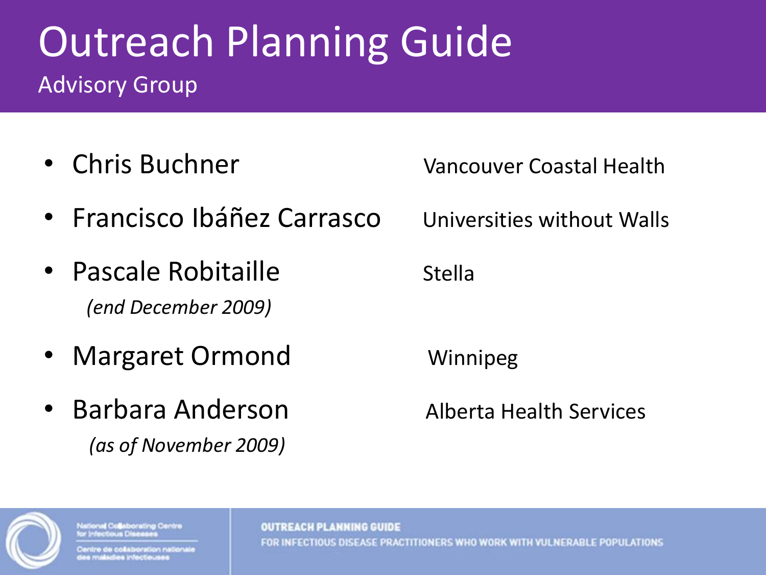# Outreach Planning Guide

## Advisory Group

| | |
|---|---|
| Chris Buchner | Vancouver Coastal Health |
| Francisco Ibáñez Carrasco | Universities without Walls |
| Pascale Robitaille *(end December 2009)* | Stella |
| Margaret Ormond | Winnipeg |
| Barbara Anderson *(as of November 2009)* | Alberta Health Services |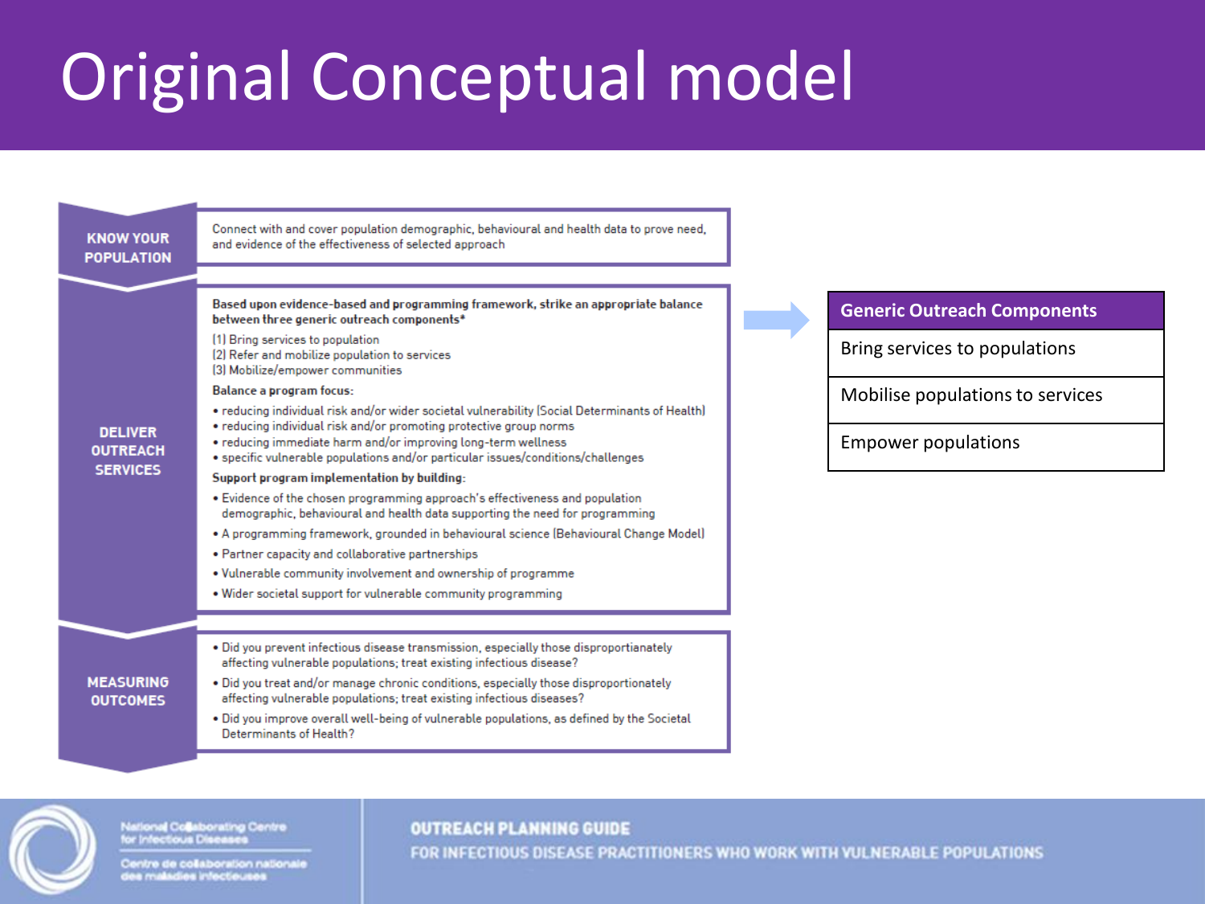# Original Conceptual model

## KNOW YOUR POPULATION

Connect with and cover population demographic, behavioural and health data to prove need, and evidence of the effectiveness of selected approach

## DELIVER OUTREACH SERVICES

**Based upon evidence-based and programming framework, strike an appropriate balance between three generic outreach components***

(1) Bring services to population
(2) Refer and mobilize population to services
(3) Mobilize/empower communities

**Balance a program focus:**

- reducing individual risk and/or wider societal vulnerability (Social Determinants of Health)
- reducing individual risk and/or promoting protective group norms
- reducing immediate harm and/or improving long-term wellness
- specific vulnerable populations and/or particular issues/conditions/challenges

**Support program implementation by building:**

- Evidence of the chosen programming approach's effectiveness and population demographic, behavioural and health data supporting the need for programming
- A programming framework, grounded in behavioural science (Behavioural Change Model)
- Partner capacity and collaborative partnerships
- Vulnerable community involvement and ownership of programme
- Wider societal support for vulnerable community programming

## MEASURING OUTCOMES

- Did you prevent infectious disease transmission, especially those disproportianately affecting vulnerable populations; treat existing infectious disease?
- Did you treat and/or manage chronic conditions, especially those disproportionately affecting vulnerable populations; treat existing infectious diseases?
- Did you improve overall well-being of vulnerable populations, as defined by the Societal Determinants of Health?

| Generic Outreach Components |
|---|
| Bring services to populations |
| Mobilise populations to services |
| Empower populations |

National Collaborating Centre for Infectious Diseases
Centre de collaboration nationale des maladies infectieuses

OUTREACH PLANNING GUIDE
FOR INFECTIOUS DISEASE PRACTITIONERS WHO WORK WITH VULNERABLE POPULATIONS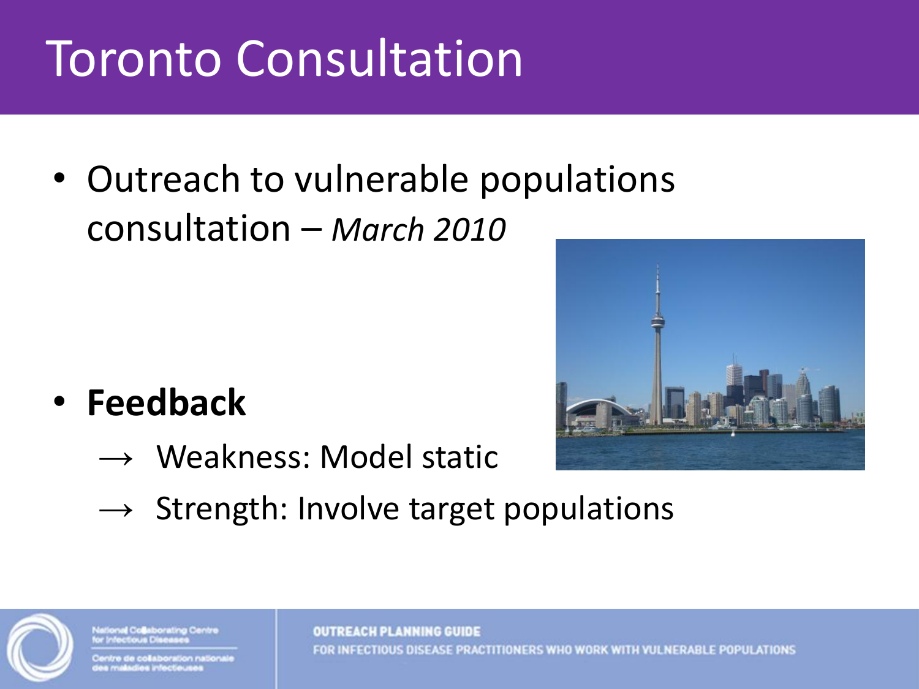# Toronto Consultation

- Outreach to vulnerable populations consultation – *March 2010*

- **Feedback**
  - → Weakness: Model static
  - → Strength: Involve target populations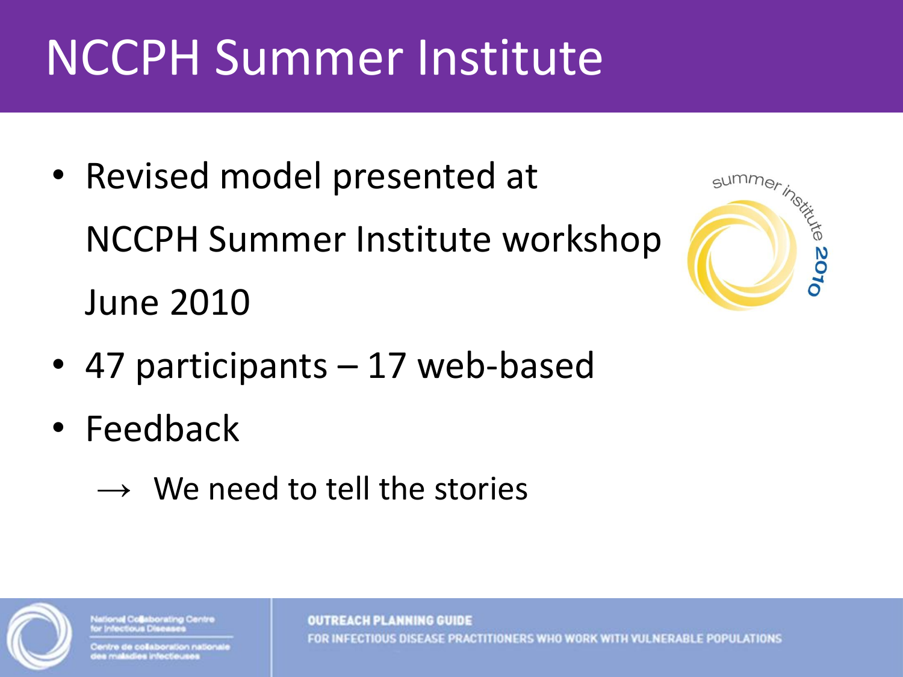# NCCPH Summer Institute

- Revised model presented at NCCPH Summer Institute workshop June 2010
- 47 participants – 17 web-based
- Feedback
  - → We need to tell the stories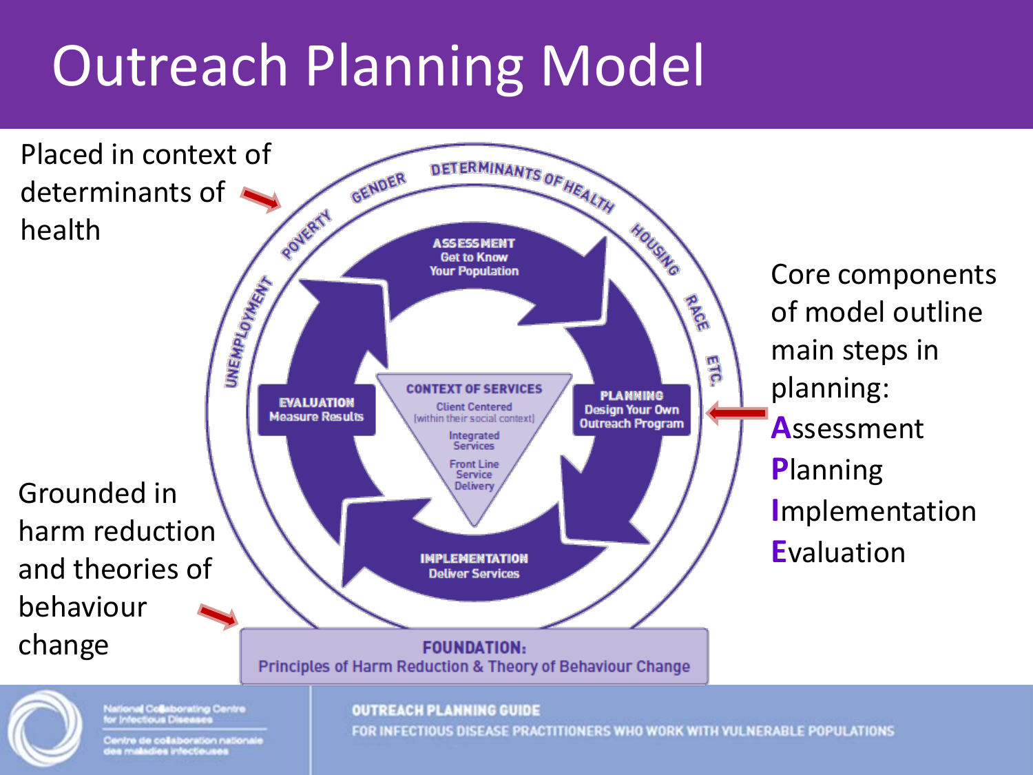# Outreach Planning Model

Placed in context of determinants of health

DETERMINANTS OF HEALTH
UNEMPLOYMENT · POVERTY · GENDER · HOUSING · RACE · ETC.

**ASSESSMENT**
Get to Know Your Population

**PLANNING**
Design Your Own Outreach Program

**IMPLEMENTATION**
Deliver Services

**EVALUATION**
Measure Results

**CONTEXT OF SERVICES**
Client Centered (within their social context)
Integrated Services
Front Line Service Delivery

**FOUNDATION:**
Principles of Harm Reduction & Theory of Behaviour Change

Grounded in harm reduction and theories of behaviour change

Core components of model outline main steps in planning:

**A**ssessment
**P**lanning
**I**mplementation
**E**valuation

National Collaborating Centre for Infectious Diseases
Centre de collaboration nationale des maladies infectieuses

OUTREACH PLANNING GUIDE
FOR INFECTIOUS DISEASE PRACTITIONERS WHO WORK WITH VULNERABLE POPULATIONS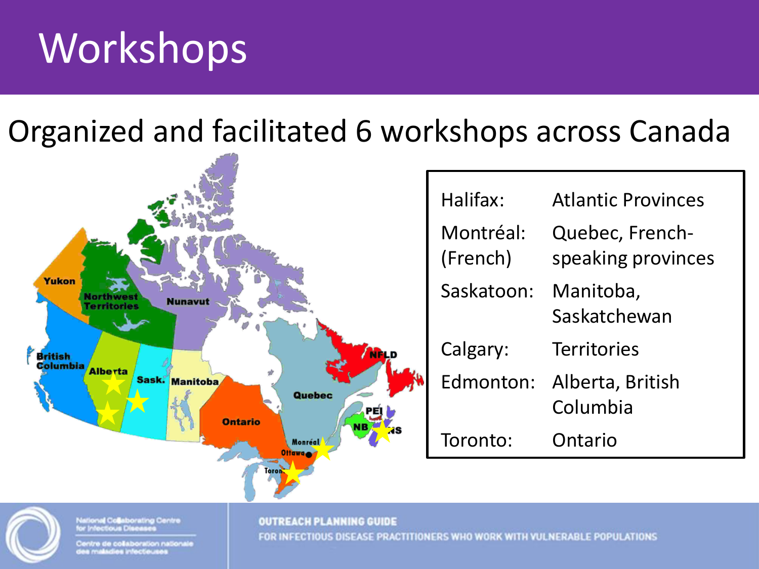# Workshops

Organized and facilitated 6 workshops across Canada

| | |
|---|---|
| Halifax: | Atlantic Provinces |
| Montréal: (French) | Quebec, French-speaking provinces |
| Saskatoon: | Manitoba, Saskatchewan |
| Calgary: | Territories |
| Edmonton: | Alberta, British Columbia |
| Toronto: | Ontario |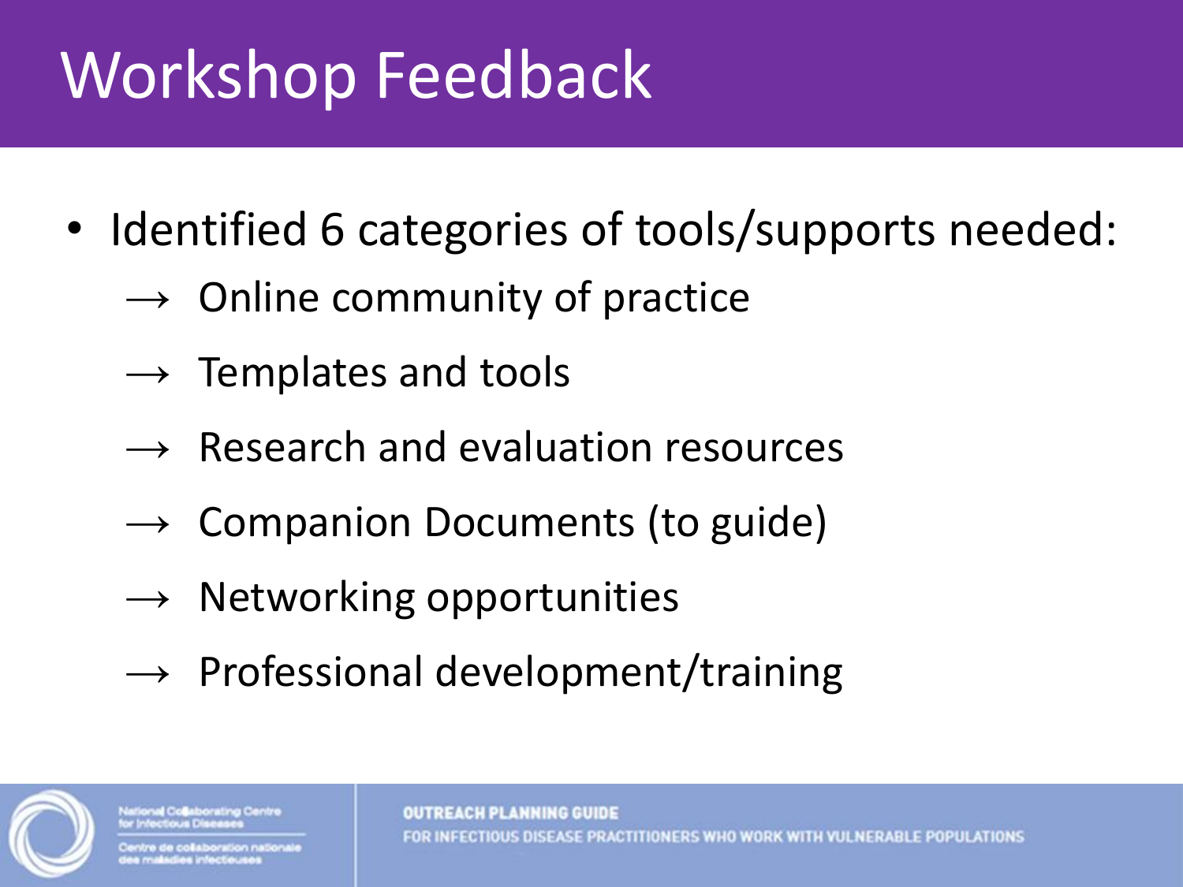# Workshop Feedback

- Identified 6 categories of tools/supports needed:
  - → Online community of practice
  - → Templates and tools
  - → Research and evaluation resources
  - → Companion Documents (to guide)
  - → Networking opportunities
  - → Professional development/training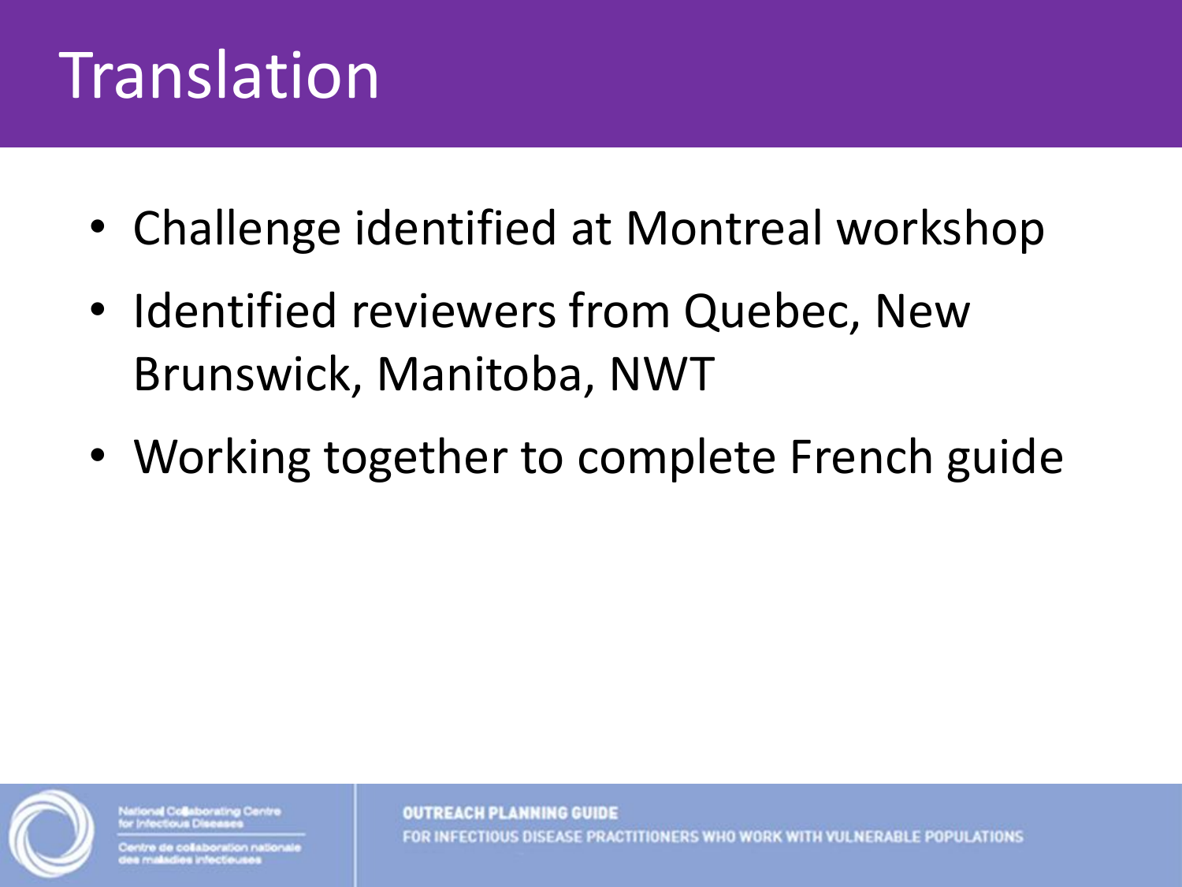# Translation

- Challenge identified at Montreal workshop
- Identified reviewers from Quebec, New Brunswick, Manitoba, NWT
- Working together to complete French guide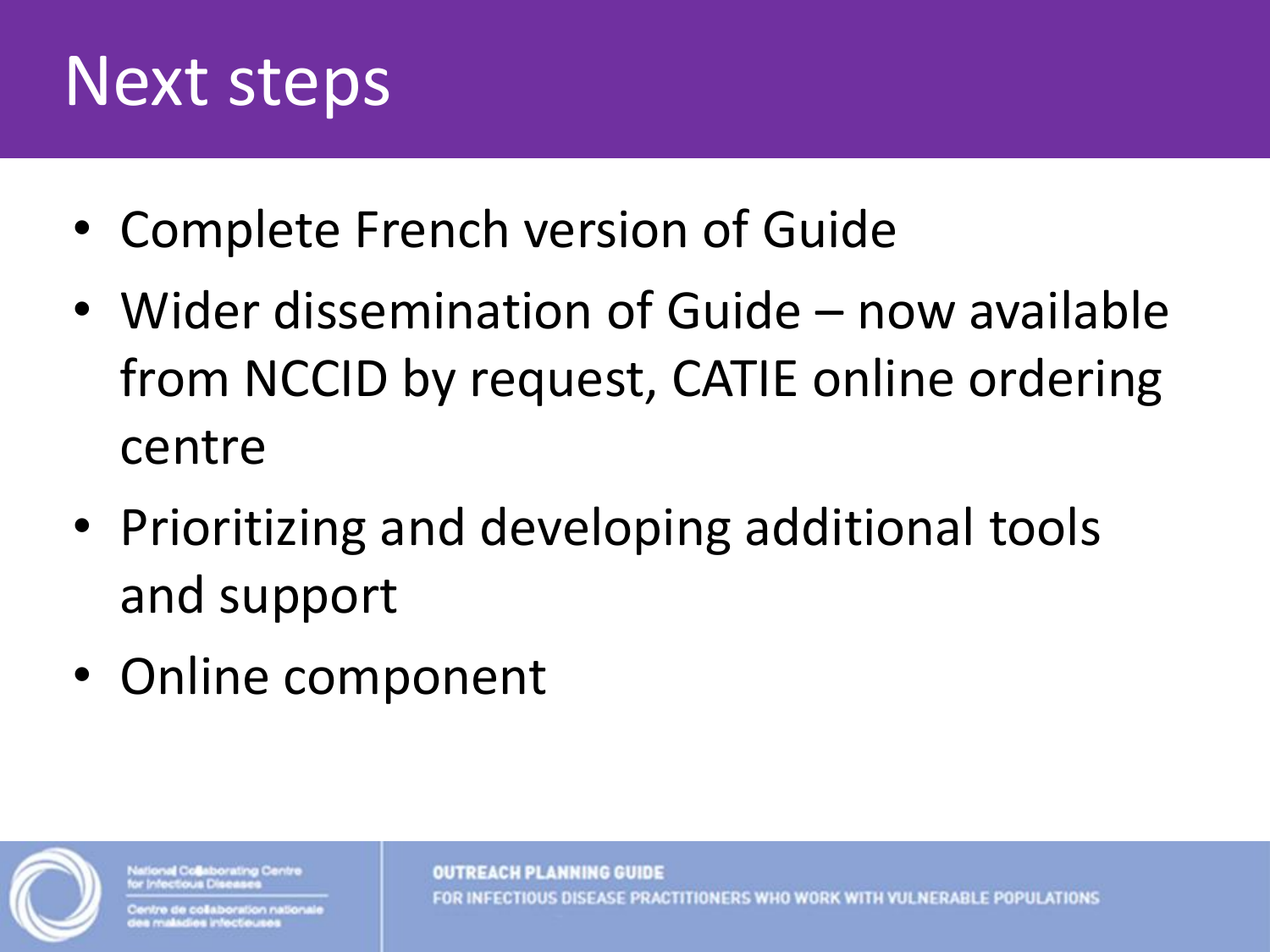# Next steps

- Complete French version of Guide
- Wider dissemination of Guide – now available from NCCID by request, CATIE online ordering centre
- Prioritizing and developing additional tools and support
- Online component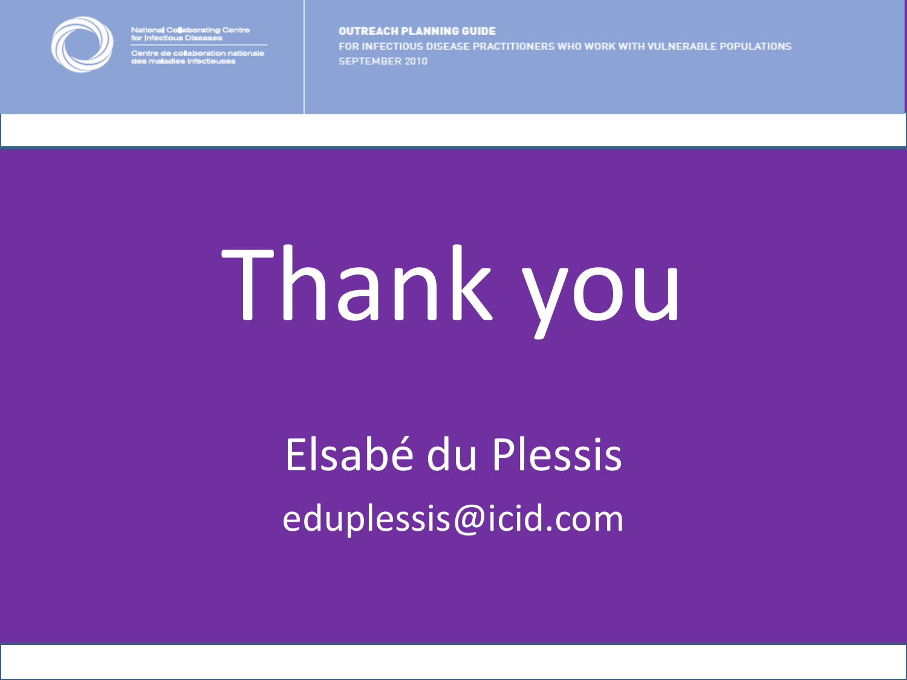# Thank you

Elsabé du Plessis

eduplessis@icid.com